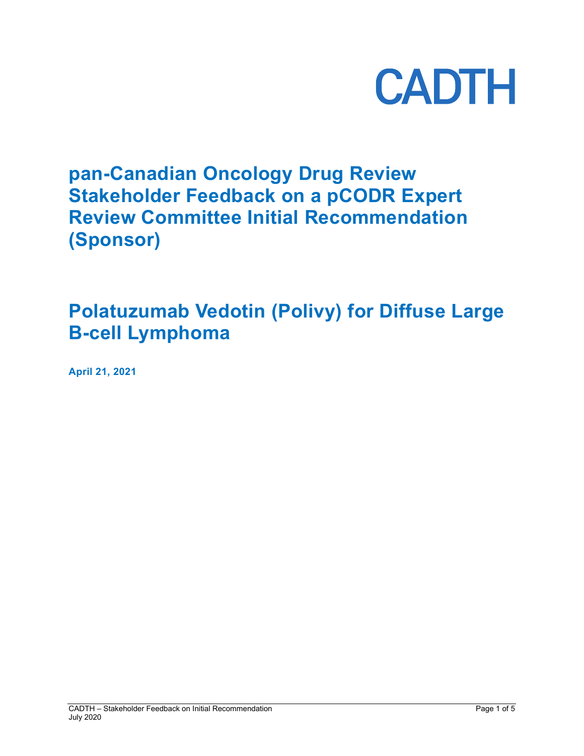CADTH

# pan-Canadian Oncology Drug Review Stakeholder Feedback on a pCODR Expert Review Committee Initial Recommendation (Sponsor)

# Polatuzumab Vedotin (Polivy) for Diffuse Large B-cell Lymphoma

**April 21, 2021**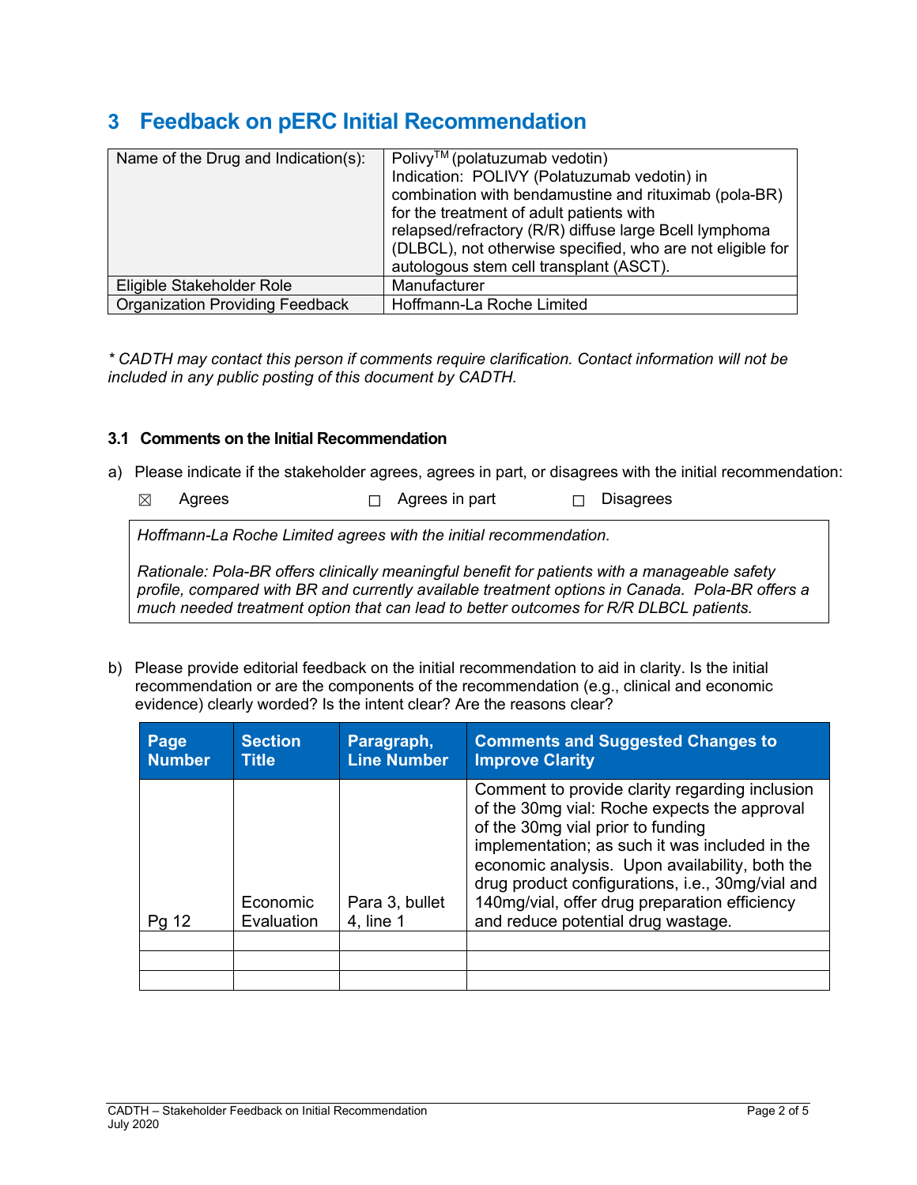# 3 Feedback on pERC Initial Recommendation

| Name of the Drug and Indication(s): | Polivy[TM] (polatuzumab vedotin) Indication: POLIVY (Polatuzumab vedotin) in combination with bendamustine and rituximab (pola-BR) for the treatment of adult patients with relapsed/refractory (R/R) diffuse large Bcell lymphoma (DLBCL), not otherwise specified, who are not eligible for autologous stem cell transplant (ASCT). |
|---|---|
| Eligible Stakeholder Role | Manufacturer |
| Organization Providing Feedback | Hoffmann-La Roche Limited |

*\* CADTH may contact this person if comments require clarification. Contact information will not be included in any public posting of this document by CADTH.*

### 3.1 Comments on the Initial Recommendation

a) Please indicate if the stakeholder agrees, agrees in part, or disagrees with the initial recommendation:

☒ Agrees ☐ Agrees in part ☐ Disagrees

*Hoffmann-La Roche Limited agrees with the initial recommendation.*

*Rationale: Pola-BR offers clinically meaningful benefit for patients with a manageable safety profile, compared with BR and currently available treatment options in Canada. Pola-BR offers a much needed treatment option that can lead to better outcomes for R/R DLBCL patients.*

b) Please provide editorial feedback on the initial recommendation to aid in clarity. Is the initial recommendation or are the components of the recommendation (e.g., clinical and economic evidence) clearly worded? Is the intent clear? Are the reasons clear?

| Page Number | Section Title | Paragraph, Line Number | Comments and Suggested Changes to Improve Clarity |
|---|---|---|---|
| Pg 12 | Economic Evaluation | Para 3, bullet 4, line 1 | Comment to provide clarity regarding inclusion of the 30mg vial: Roche expects the approval of the 30mg vial prior to funding implementation; as such it was included in the economic analysis. Upon availability, both the drug product configurations, i.e., 30mg/vial and 140mg/vial, offer drug preparation efficiency and reduce potential drug wastage. |
| | | | |
| | | | |
| | | | |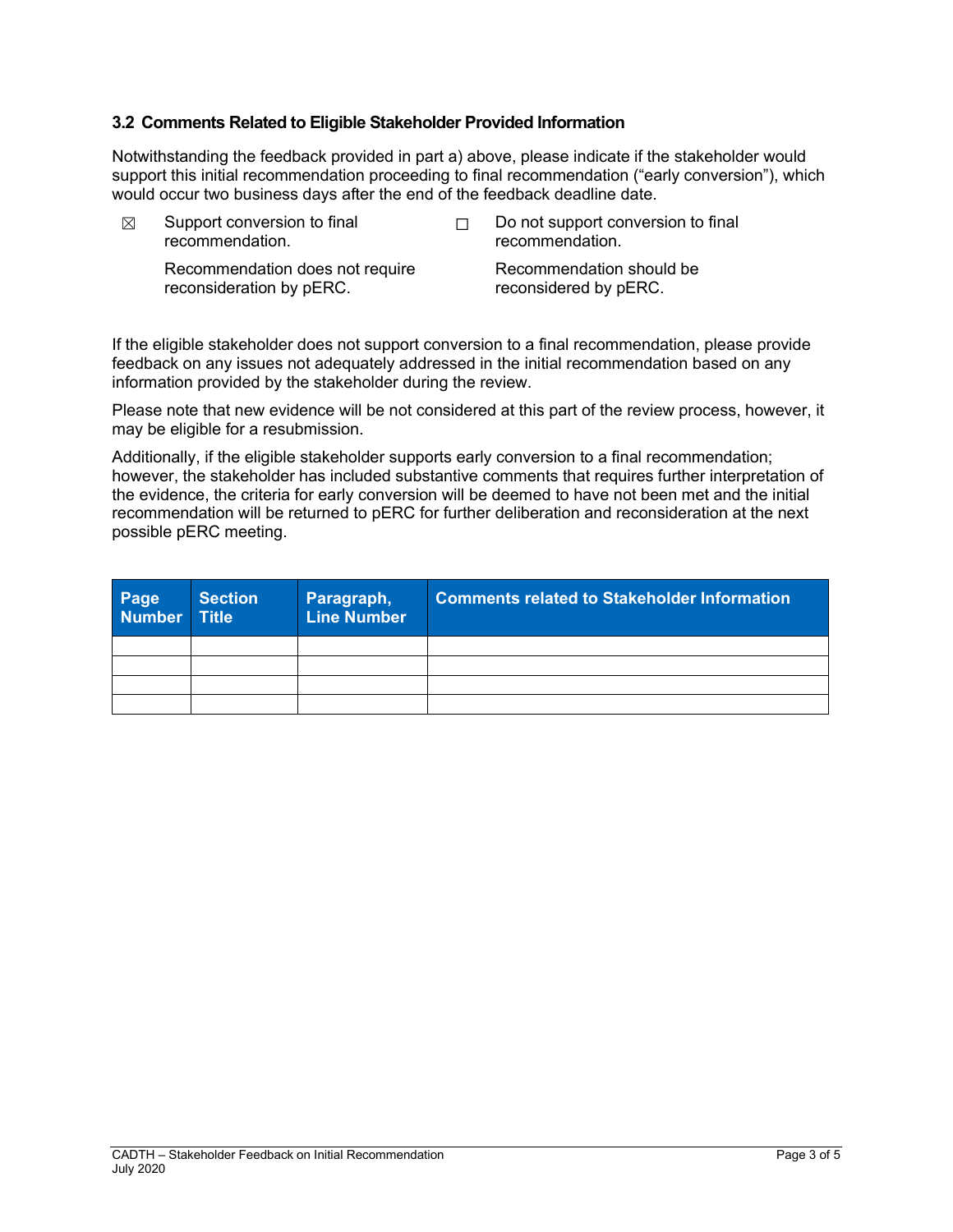### 3.2 Comments Related to Eligible Stakeholder Provided Information

Notwithstanding the feedback provided in part a) above, please indicate if the stakeholder would support this initial recommendation proceeding to final recommendation ("early conversion"), which would occur two business days after the end of the feedback deadline date.

☒ Support conversion to final recommendation.

Recommendation does not require reconsideration by pERC.

☐ Do not support conversion to final recommendation.

Recommendation should be reconsidered by pERC.

If the eligible stakeholder does not support conversion to a final recommendation, please provide feedback on any issues not adequately addressed in the initial recommendation based on any information provided by the stakeholder during the review.

Please note that new evidence will be not considered at this part of the review process, however, it may be eligible for a resubmission.

Additionally, if the eligible stakeholder supports early conversion to a final recommendation; however, the stakeholder has included substantive comments that requires further interpretation of the evidence, the criteria for early conversion will be deemed to have not been met and the initial recommendation will be returned to pERC for further deliberation and reconsideration at the next possible pERC meeting.

| Page Number | Section Title | Paragraph, Line Number | Comments related to Stakeholder Information |
|---|---|---|---|
| | | | |
| | | | |
| | | | |
| | | | |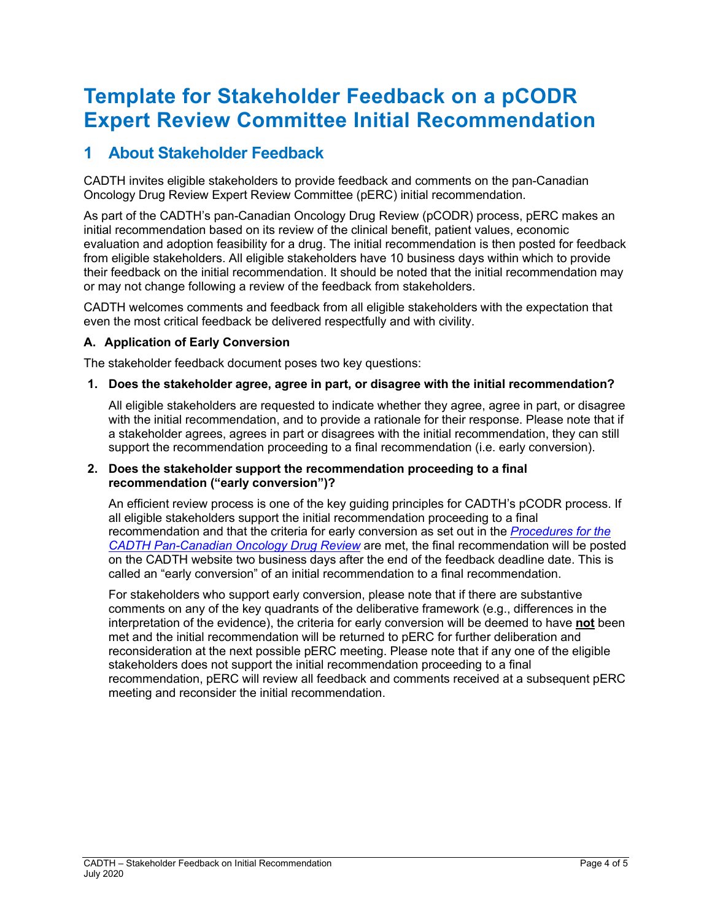# Template for Stakeholder Feedback on a pCODR Expert Review Committee Initial Recommendation

## 1 About Stakeholder Feedback

CADTH invites eligible stakeholders to provide feedback and comments on the pan-Canadian Oncology Drug Review Expert Review Committee (pERC) initial recommendation.

As part of the CADTH's pan-Canadian Oncology Drug Review (pCODR) process, pERC makes an initial recommendation based on its review of the clinical benefit, patient values, economic evaluation and adoption feasibility for a drug. The initial recommendation is then posted for feedback from eligible stakeholders. All eligible stakeholders have 10 business days within which to provide their feedback on the initial recommendation. It should be noted that the initial recommendation may or may not change following a review of the feedback from stakeholders.

CADTH welcomes comments and feedback from all eligible stakeholders with the expectation that even the most critical feedback be delivered respectfully and with civility.

### A. Application of Early Conversion

The stakeholder feedback document poses two key questions:

**1. Does the stakeholder agree, agree in part, or disagree with the initial recommendation?**

All eligible stakeholders are requested to indicate whether they agree, agree in part, or disagree with the initial recommendation, and to provide a rationale for their response. Please note that if a stakeholder agrees, agrees in part or disagrees with the initial recommendation, they can still support the recommendation proceeding to a final recommendation (i.e. early conversion).

**2. Does the stakeholder support the recommendation proceeding to a final recommendation ("early conversion")?**

An efficient review process is one of the key guiding principles for CADTH's pCODR process. If all eligible stakeholders support the initial recommendation proceeding to a final recommendation and that the criteria for early conversion as set out in the *Procedures for the CADTH Pan-Canadian Oncology Drug Review* are met, the final recommendation will be posted on the CADTH website two business days after the end of the feedback deadline date. This is called an "early conversion" of an initial recommendation to a final recommendation.

For stakeholders who support early conversion, please note that if there are substantive comments on any of the key quadrants of the deliberative framework (e.g., differences in the interpretation of the evidence), the criteria for early conversion will be deemed to have **not** been met and the initial recommendation will be returned to pERC for further deliberation and reconsideration at the next possible pERC meeting. Please note that if any one of the eligible stakeholders does not support the initial recommendation proceeding to a final recommendation, pERC will review all feedback and comments received at a subsequent pERC meeting and reconsider the initial recommendation.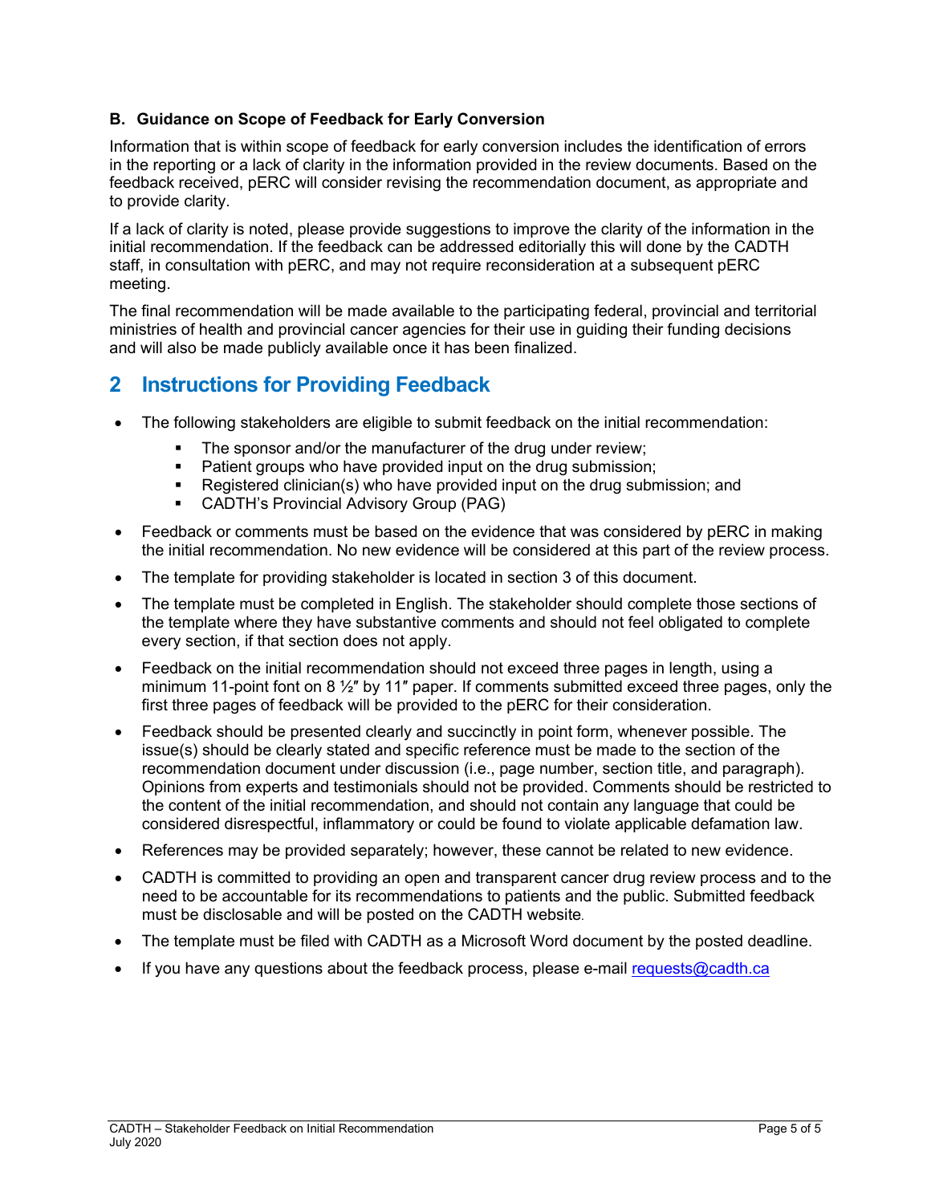### B. Guidance on Scope of Feedback for Early Conversion

Information that is within scope of feedback for early conversion includes the identification of errors in the reporting or a lack of clarity in the information provided in the review documents. Based on the feedback received, pERC will consider revising the recommendation document, as appropriate and to provide clarity.

If a lack of clarity is noted, please provide suggestions to improve the clarity of the information in the initial recommendation. If the feedback can be addressed editorially this will done by the CADTH staff, in consultation with pERC, and may not require reconsideration at a subsequent pERC meeting.

The final recommendation will be made available to the participating federal, provincial and territorial ministries of health and provincial cancer agencies for their use in guiding their funding decisions and will also be made publicly available once it has been finalized.

## 2 Instructions for Providing Feedback

- The following stakeholders are eligible to submit feedback on the initial recommendation:
  - The sponsor and/or the manufacturer of the drug under review;
  - Patient groups who have provided input on the drug submission;
  - Registered clinician(s) who have provided input on the drug submission; and
  - CADTH's Provincial Advisory Group (PAG)
- Feedback or comments must be based on the evidence that was considered by pERC in making the initial recommendation. No new evidence will be considered at this part of the review process.
- The template for providing stakeholder is located in section 3 of this document.
- The template must be completed in English. The stakeholder should complete those sections of the template where they have substantive comments and should not feel obligated to complete every section, if that section does not apply.
- Feedback on the initial recommendation should not exceed three pages in length, using a minimum 11-point font on 8 ½″ by 11″ paper. If comments submitted exceed three pages, only the first three pages of feedback will be provided to the pERC for their consideration.
- Feedback should be presented clearly and succinctly in point form, whenever possible. The issue(s) should be clearly stated and specific reference must be made to the section of the recommendation document under discussion (i.e., page number, section title, and paragraph). Opinions from experts and testimonials should not be provided. Comments should be restricted to the content of the initial recommendation, and should not contain any language that could be considered disrespectful, inflammatory or could be found to violate applicable defamation law.
- References may be provided separately; however, these cannot be related to new evidence.
- CADTH is committed to providing an open and transparent cancer drug review process and to the need to be accountable for its recommendations to patients and the public. Submitted feedback must be disclosable and will be posted on the CADTH website.
- The template must be filed with CADTH as a Microsoft Word document by the posted deadline.
- If you have any questions about the feedback process, please e-mail requests@cadth.ca